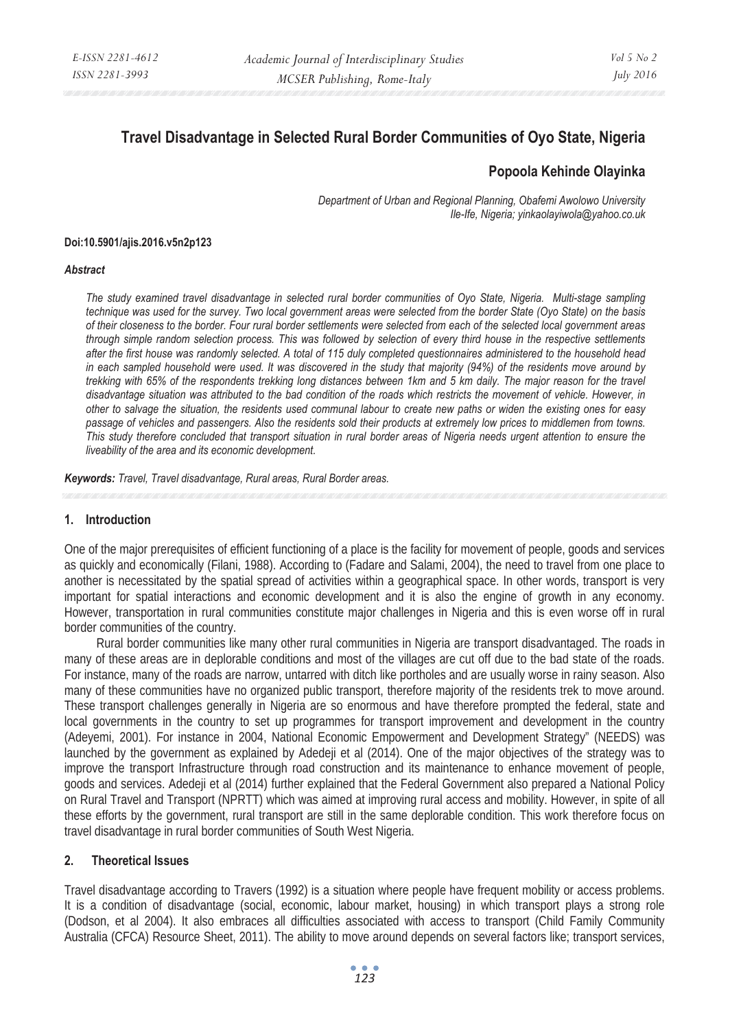# Travel Disadvantage in Selected Rural Border Communities of Oyo State, Nigeria

## Popoola Kehinde Olayinka

*Department of Urban and Regional Planning, Obafemi Awolowo University Ile-Ife, Nigeria; yinkaolayiwola@yahoo.co.uk*

**Doi:10.5901/ajis.2016.v5n2p123**

### *Abstract*

*The study examined travel disadvantage in selected rural border communities of Oyo State, Nigeria. Multi-stage sampling technique was used for the survey. Two local government areas were selected from the border State (Oyo State) on the basis of their closeness to the border. Four rural border settlements were selected from each of the selected local government areas through simple random selection process. This was followed by selection of every third house in the respective settlements after the first house was randomly selected. A total of 115 duly completed questionnaires administered to the household head in each sampled household were used. It was discovered in the study that majority (94%) of the residents move around by trekking with 65% of the respondents trekking long distances between 1km and 5 km daily. The major reason for the travel disadvantage situation was attributed to the bad condition of the roads which restricts the movement of vehicle. However, in other to salvage the situation, the residents used communal labour to create new paths or widen the existing ones for easy passage of vehicles and passengers. Also the residents sold their products at extremely low prices to middlemen from towns. This study therefore concluded that transport situation in rural border areas of Nigeria needs urgent attention to ensure the liveability of the area and its economic development.*

***Keywords:*** *Travel, Travel disadvantage, Rural areas, Rural Border areas.*

## 1. Introduction

One of the major prerequisites of efficient functioning of a place is the facility for movement of people, goods and services as quickly and economically (Filani, 1988). According to (Fadare and Salami, 2004), the need to travel from one place to another is necessitated by the spatial spread of activities within a geographical space. In other words, transport is very important for spatial interactions and economic development and it is also the engine of growth in any economy. However, transportation in rural communities constitute major challenges in Nigeria and this is even worse off in rural border communities of the country.

Rural border communities like many other rural communities in Nigeria are transport disadvantaged. The roads in many of these areas are in deplorable conditions and most of the villages are cut off due to the bad state of the roads. For instance, many of the roads are narrow, untarred with ditch like portholes and are usually worse in rainy season. Also many of these communities have no organized public transport, therefore majority of the residents trek to move around. These transport challenges generally in Nigeria are so enormous and have therefore prompted the federal, state and local governments in the country to set up programmes for transport improvement and development in the country (Adeyemi, 2001). For instance in 2004, National Economic Empowerment and Development Strategy" (NEEDS) was launched by the government as explained by Adedeji et al (2014). One of the major objectives of the strategy was to improve the transport Infrastructure through road construction and its maintenance to enhance movement of people, goods and services. Adedeji et al (2014) further explained that the Federal Government also prepared a National Policy on Rural Travel and Transport (NPRTT) which was aimed at improving rural access and mobility. However, in spite of all these efforts by the government, rural transport are still in the same deplorable condition. This work therefore focus on travel disadvantage in rural border communities of South West Nigeria.

## 2. Theoretical Issues

Travel disadvantage according to Travers (1992) is a situation where people have frequent mobility or access problems. It is a condition of disadvantage (social, economic, labour market, housing) in which transport plays a strong role (Dodson, et al 2004). It also embraces all difficulties associated with access to transport (Child Family Community Australia (CFCA) Resource Sheet, 2011). The ability to move around depends on several factors like; transport services,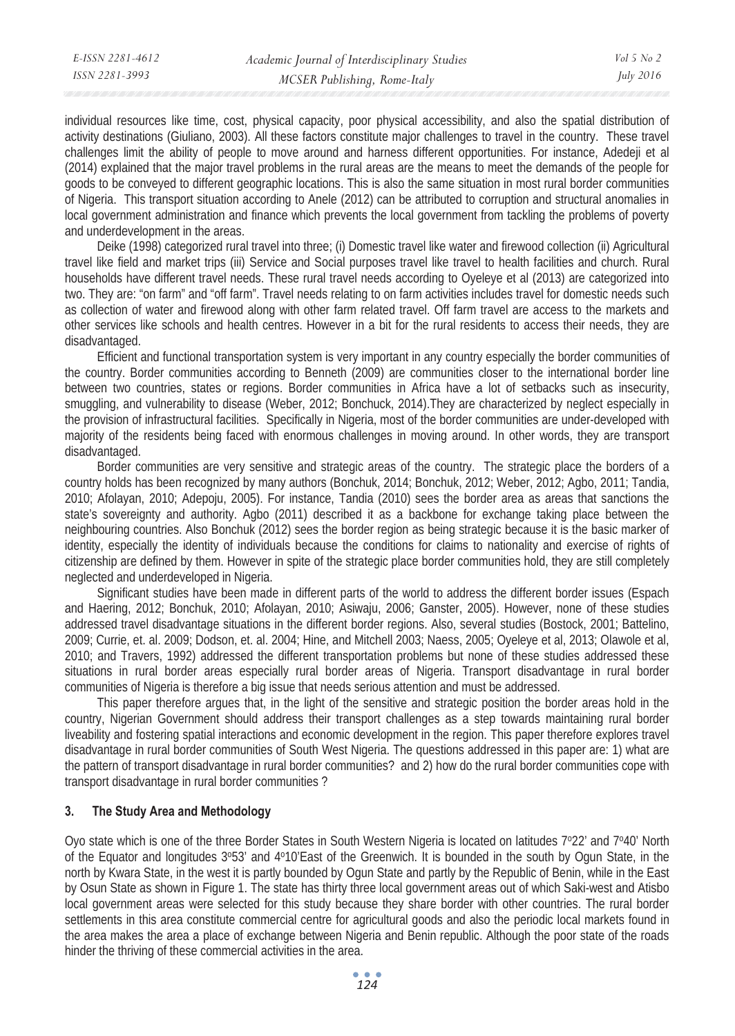individual resources like time, cost, physical capacity, poor physical accessibility, and also the spatial distribution of activity destinations (Giuliano, 2003). All these factors constitute major challenges to travel in the country. These travel challenges limit the ability of people to move around and harness different opportunities. For instance, Adedeji et al (2014) explained that the major travel problems in the rural areas are the means to meet the demands of the people for goods to be conveyed to different geographic locations. This is also the same situation in most rural border communities of Nigeria. This transport situation according to Anele (2012) can be attributed to corruption and structural anomalies in local government administration and finance which prevents the local government from tackling the problems of poverty and underdevelopment in the areas.

Deike (1998) categorized rural travel into three; (i) Domestic travel like water and firewood collection (ii) Agricultural travel like field and market trips (iii) Service and Social purposes travel like travel to health facilities and church. Rural households have different travel needs. These rural travel needs according to Oyeleye et al (2013) are categorized into two. They are: "on farm" and "off farm". Travel needs relating to on farm activities includes travel for domestic needs such as collection of water and firewood along with other farm related travel. Off farm travel are access to the markets and other services like schools and health centres. However in a bit for the rural residents to access their needs, they are disadvantaged.

Efficient and functional transportation system is very important in any country especially the border communities of the country. Border communities according to Benneth (2009) are communities closer to the international border line between two countries, states or regions. Border communities in Africa have a lot of setbacks such as insecurity, smuggling, and vulnerability to disease (Weber, 2012; Bonchuck, 2014).They are characterized by neglect especially in the provision of infrastructural facilities. Specifically in Nigeria, most of the border communities are under-developed with majority of the residents being faced with enormous challenges in moving around. In other words, they are transport disadvantaged.

Border communities are very sensitive and strategic areas of the country. The strategic place the borders of a country holds has been recognized by many authors (Bonchuk, 2014; Bonchuk, 2012; Weber, 2012; Agbo, 2011; Tandia, 2010; Afolayan, 2010; Adepoju, 2005). For instance, Tandia (2010) sees the border area as areas that sanctions the state's sovereignty and authority. Agbo (2011) described it as a backbone for exchange taking place between the neighbouring countries. Also Bonchuk (2012) sees the border region as being strategic because it is the basic marker of identity, especially the identity of individuals because the conditions for claims to nationality and exercise of rights of citizenship are defined by them. However in spite of the strategic place border communities hold, they are still completely neglected and underdeveloped in Nigeria.

Significant studies have been made in different parts of the world to address the different border issues (Espach and Haering, 2012; Bonchuk, 2010; Afolayan, 2010; Asiwaju, 2006; Ganster, 2005). However, none of these studies addressed travel disadvantage situations in the different border regions. Also, several studies (Bostock, 2001; Battelino, 2009; Currie, et. al. 2009; Dodson, et. al. 2004; Hine, and Mitchell 2003; Naess, 2005; Oyeleye et al, 2013; Olawole et al, 2010; and Travers, 1992) addressed the different transportation problems but none of these studies addressed these situations in rural border areas especially rural border areas of Nigeria. Transport disadvantage in rural border communities of Nigeria is therefore a big issue that needs serious attention and must be addressed.

This paper therefore argues that, in the light of the sensitive and strategic position the border areas hold in the country, Nigerian Government should address their transport challenges as a step towards maintaining rural border liveability and fostering spatial interactions and economic development in the region. This paper therefore explores travel disadvantage in rural border communities of South West Nigeria. The questions addressed in this paper are: 1) what are the pattern of transport disadvantage in rural border communities? and 2) how do the rural border communities cope with transport disadvantage in rural border communities ?

### 3. The Study Area and Methodology

Oyo state which is one of the three Border States in South Western Nigeria is located on latitudes 7°22' and 7°40' North of the Equator and longitudes 3°53' and 4°10'East of the Greenwich. It is bounded in the south by Ogun State, in the north by Kwara State, in the west it is partly bounded by Ogun State and partly by the Republic of Benin, while in the East by Osun State as shown in Figure 1. The state has thirty three local government areas out of which Saki-west and Atisbo local government areas were selected for this study because they share border with other countries. The rural border settlements in this area constitute commercial centre for agricultural goods and also the periodic local markets found in the area makes the area a place of exchange between Nigeria and Benin republic. Although the poor state of the roads hinder the thriving of these commercial activities in the area.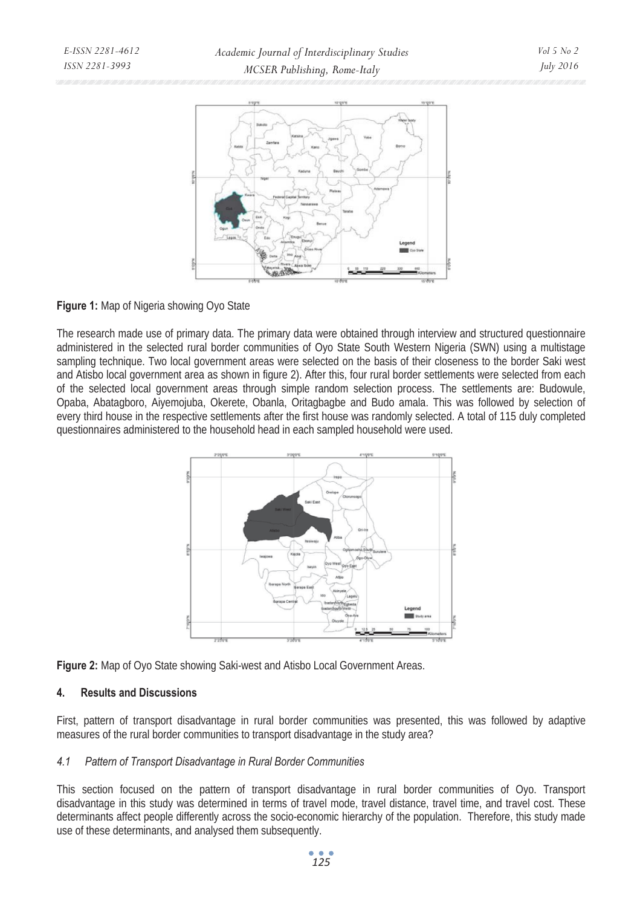**Figure 1:** Map of Nigeria showing Oyo State

The research made use of primary data. The primary data were obtained through interview and structured questionnaire administered in the selected rural border communities of Oyo State South Western Nigeria (SWN) using a multistage sampling technique. Two local government areas were selected on the basis of their closeness to the border Saki west and Atisbo local government area as shown in figure 2). After this, four rural border settlements were selected from each of the selected local government areas through simple random selection process. The settlements are: Budowule, Opaba, Abatagboro, Aiyemojuba, Okerete, Obanla, Oritagbagbe and Budo amala. This was followed by selection of every third house in the respective settlements after the first house was randomly selected. A total of 115 duly completed questionnaires administered to the household head in each sampled household were used.

**Figure 2:** Map of Oyo State showing Saki-west and Atisbo Local Government Areas.

## 4. Results and Discussions

First, pattern of transport disadvantage in rural border communities was presented, this was followed by adaptive measures of the rural border communities to transport disadvantage in the study area?

### *4.1 Pattern of Transport Disadvantage in Rural Border Communities*

This section focused on the pattern of transport disadvantage in rural border communities of Oyo. Transport disadvantage in this study was determined in terms of travel mode, travel distance, travel time, and travel cost. These determinants affect people differently across the socio-economic hierarchy of the population. Therefore, this study made use of these determinants, and analysed them subsequently.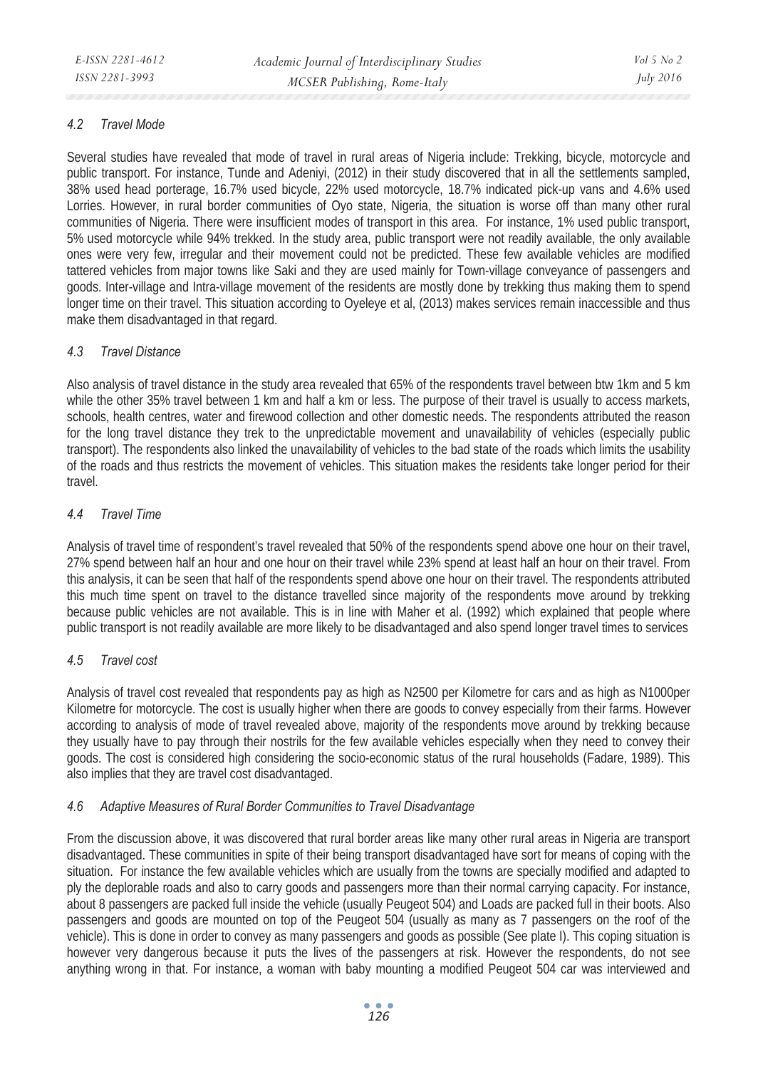### *4.2 Travel Mode*

Several studies have revealed that mode of travel in rural areas of Nigeria include: Trekking, bicycle, motorcycle and public transport. For instance, Tunde and Adeniyi, (2012) in their study discovered that in all the settlements sampled, 38% used head porterage, 16.7% used bicycle, 22% used motorcycle, 18.7% indicated pick-up vans and 4.6% used Lorries. However, in rural border communities of Oyo state, Nigeria, the situation is worse off than many other rural communities of Nigeria. There were insufficient modes of transport in this area. For instance, 1% used public transport, 5% used motorcycle while 94% trekked. In the study area, public transport were not readily available, the only available ones were very few, irregular and their movement could not be predicted. These few available vehicles are modified tattered vehicles from major towns like Saki and they are used mainly for Town-village conveyance of passengers and goods. Inter-village and Intra-village movement of the residents are mostly done by trekking thus making them to spend longer time on their travel. This situation according to Oyeleye et al, (2013) makes services remain inaccessible and thus make them disadvantaged in that regard.

### *4.3 Travel Distance*

Also analysis of travel distance in the study area revealed that 65% of the respondents travel between btw 1km and 5 km while the other 35% travel between 1 km and half a km or less. The purpose of their travel is usually to access markets, schools, health centres, water and firewood collection and other domestic needs. The respondents attributed the reason for the long travel distance they trek to the unpredictable movement and unavailability of vehicles (especially public transport). The respondents also linked the unavailability of vehicles to the bad state of the roads which limits the usability of the roads and thus restricts the movement of vehicles. This situation makes the residents take longer period for their travel.

### *4.4 Travel Time*

Analysis of travel time of respondent's travel revealed that 50% of the respondents spend above one hour on their travel, 27% spend between half an hour and one hour on their travel while 23% spend at least half an hour on their travel. From this analysis, it can be seen that half of the respondents spend above one hour on their travel. The respondents attributed this much time spent on travel to the distance travelled since majority of the respondents move around by trekking because public vehicles are not available. This is in line with Maher et al. (1992) which explained that people where public transport is not readily available are more likely to be disadvantaged and also spend longer travel times to services

### *4.5 Travel cost*

Analysis of travel cost revealed that respondents pay as high as N2500 per Kilometre for cars and as high as N1000per Kilometre for motorcycle. The cost is usually higher when there are goods to convey especially from their farms. However according to analysis of mode of travel revealed above, majority of the respondents move around by trekking because they usually have to pay through their nostrils for the few available vehicles especially when they need to convey their goods. The cost is considered high considering the socio-economic status of the rural households (Fadare, 1989). This also implies that they are travel cost disadvantaged.

### *4.6 Adaptive Measures of Rural Border Communities to Travel Disadvantage*

From the discussion above, it was discovered that rural border areas like many other rural areas in Nigeria are transport disadvantaged. These communities in spite of their being transport disadvantaged have sort for means of coping with the situation. For instance the few available vehicles which are usually from the towns are specially modified and adapted to ply the deplorable roads and also to carry goods and passengers more than their normal carrying capacity. For instance, about 8 passengers are packed full inside the vehicle (usually Peugeot 504) and Loads are packed full in their boots. Also passengers and goods are mounted on top of the Peugeot 504 (usually as many as 7 passengers on the roof of the vehicle). This is done in order to convey as many passengers and goods as possible (See plate I). This coping situation is however very dangerous because it puts the lives of the passengers at risk. However the respondents, do not see anything wrong in that. For instance, a woman with baby mounting a modified Peugeot 504 car was interviewed and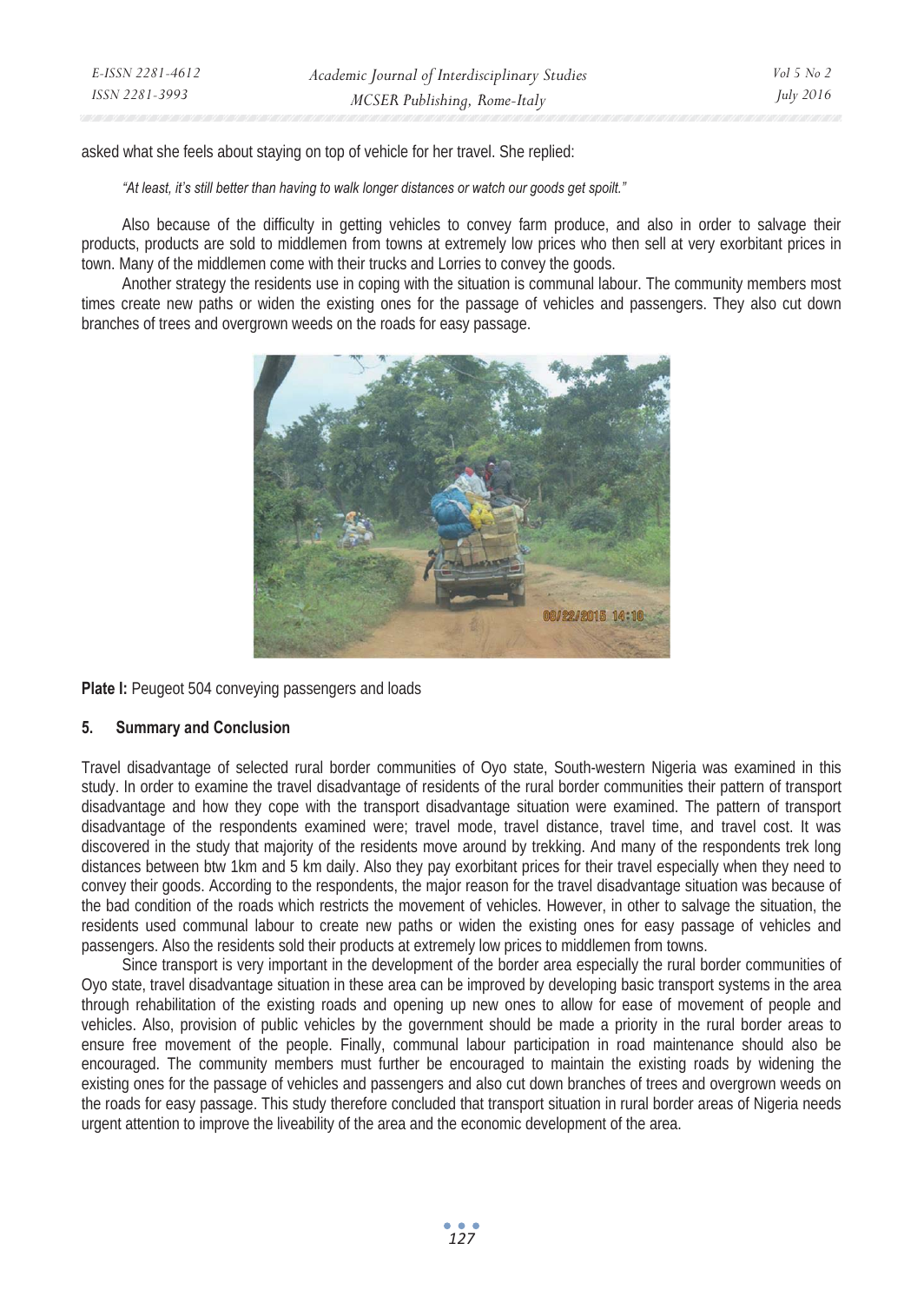asked what she feels about staying on top of vehicle for her travel. She replied:

*"At least, it's still better than having to walk longer distances or watch our goods get spoilt."*

Also because of the difficulty in getting vehicles to convey farm produce, and also in order to salvage their products, products are sold to middlemen from towns at extremely low prices who then sell at very exorbitant prices in town. Many of the middlemen come with their trucks and Lorries to convey the goods.

Another strategy the residents use in coping with the situation is communal labour. The community members most times create new paths or widen the existing ones for the passage of vehicles and passengers. They also cut down branches of trees and overgrown weeds on the roads for easy passage.

**Plate I:** Peugeot 504 conveying passengers and loads

## 5. Summary and Conclusion

Travel disadvantage of selected rural border communities of Oyo state, South-western Nigeria was examined in this study. In order to examine the travel disadvantage of residents of the rural border communities their pattern of transport disadvantage and how they cope with the transport disadvantage situation were examined. The pattern of transport disadvantage of the respondents examined were; travel mode, travel distance, travel time, and travel cost. It was discovered in the study that majority of the residents move around by trekking. And many of the respondents trek long distances between btw 1km and 5 km daily. Also they pay exorbitant prices for their travel especially when they need to convey their goods. According to the respondents, the major reason for the travel disadvantage situation was because of the bad condition of the roads which restricts the movement of vehicles. However, in other to salvage the situation, the residents used communal labour to create new paths or widen the existing ones for easy passage of vehicles and passengers. Also the residents sold their products at extremely low prices to middlemen from towns.

Since transport is very important in the development of the border area especially the rural border communities of Oyo state, travel disadvantage situation in these area can be improved by developing basic transport systems in the area through rehabilitation of the existing roads and opening up new ones to allow for ease of movement of people and vehicles. Also, provision of public vehicles by the government should be made a priority in the rural border areas to ensure free movement of the people. Finally, communal labour participation in road maintenance should also be encouraged. The community members must further be encouraged to maintain the existing roads by widening the existing ones for the passage of vehicles and passengers and also cut down branches of trees and overgrown weeds on the roads for easy passage. This study therefore concluded that transport situation in rural border areas of Nigeria needs urgent attention to improve the liveability of the area and the economic development of the area.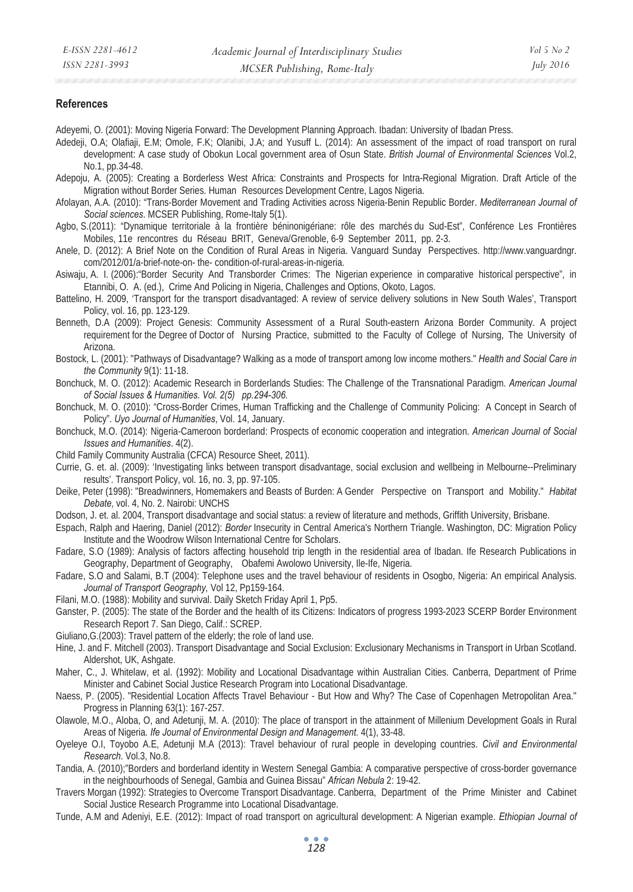## References

Adeyemi, O. (2001): Moving Nigeria Forward: The Development Planning Approach. Ibadan: University of Ibadan Press.

Adedeji, O.A; Olafiaji, E.M; Omole, F.K; Olanibi, J.A; and Yusuff L. (2014): An assessment of the impact of road transport on rural development: A case study of Obokun Local government area of Osun State. *British Journal of Environmental Sciences* Vol.2, No.1, pp.34-48.

Adepoju, A. (2005): Creating a Borderless West Africa: Constraints and Prospects for Intra-Regional Migration. Draft Article of the Migration without Border Series. Human Resources Development Centre, Lagos Nigeria.

Afolayan, A.A. (2010): "Trans-Border Movement and Trading Activities across Nigeria-Benin Republic Border. *Mediterranean Journal of Social sciences*. MCSER Publishing, Rome-Italy 5(1).

Agbo, S.(2011): "Dynamique territoriale à la frontière béninonigériane: rôle des marchés du Sud-Est", Conférence Les Frontières Mobiles, 11e rencontres du Réseau BRIT, Geneva/Grenoble, 6-9 September 2011, pp. 2-3.

Anele, D. (2012): A Brief Note on the Condition of Rural Areas in Nigeria. Vanguard Sunday Perspectives. http://www.vanguardngr.com/2012/01/a-brief-note-on- the- condition-of-rural-areas-in-nigeria.

Asiwaju, A. I. (2006):"Border Security And Transborder Crimes: The Nigerian experience in comparative historical perspective", in Etannibi, O. A. (ed.), Crime And Policing in Nigeria, Challenges and Options, Okoto, Lagos.

Battelino, H. 2009, 'Transport for the transport disadvantaged: A review of service delivery solutions in New South Wales', Transport Policy, vol. 16, pp. 123-129.

Benneth, D.A (2009): Project Genesis: Community Assessment of a Rural South-eastern Arizona Border Community. A project requirement for the Degree of Doctor of Nursing Practice, submitted to the Faculty of College of Nursing, The University of Arizona.

Bostock, L. (2001): "Pathways of Disadvantage? Walking as a mode of transport among low income mothers." *Health and Social Care in the Community* 9(1): 11-18.

Bonchuck, M. O. (2012): Academic Research in Borderlands Studies: The Challenge of the Transnational Paradigm. *American Journal of Social Issues & Humanities. Vol. 2(5) pp.294-306.*

Bonchuck, M. O. (2010): "Cross-Border Crimes, Human Trafficking and the Challenge of Community Policing: A Concept in Search of Policy". *Uyo Journal of Humanities*, Vol. 14, January.

Bonchuck, M.O. (2014): Nigeria-Cameroon borderland: Prospects of economic cooperation and integration. *American Journal of Social Issues and Humanities*. 4(2).

Child Family Community Australia (CFCA) Resource Sheet, 2011).

Currie, G. et. al. (2009): 'Investigating links between transport disadvantage, social exclusion and wellbeing in Melbourne--Preliminary results'. Transport Policy, vol. 16, no. 3, pp. 97-105.

Deike, Peter (1998): "Breadwinners, Homemakers and Beasts of Burden: A Gender Perspective on Transport and Mobility." *Habitat Debate,* vol. 4, No. 2. Nairobi: UNCHS

Dodson, J. et. al. 2004, Transport disadvantage and social status: a review of literature and methods, Griffith University, Brisbane.

Espach, Ralph and Haering, Daniel (2012): *Border* Insecurity in Central America's Northern Triangle. Washington, DC: Migration Policy Institute and the Woodrow Wilson International Centre for Scholars.

Fadare, S.O (1989): Analysis of factors affecting household trip length in the residential area of Ibadan. Ife Research Publications in Geography, Department of Geography, Obafemi Awolowo University, Ile-Ife, Nigeria.

Fadare, S.O and Salami, B.T (2004): Telephone uses and the travel behaviour of residents in Osogbo, Nigeria: An empirical Analysis. *Journal of Transport Geography,* Vol 12, Pp159-164.

Filani, M.O. (1988): Mobility and survival. Daily Sketch Friday April 1, Pp5.

Ganster, P. (2005): The state of the Border and the health of its Citizens: Indicators of progress 1993-2023 SCERP Border Environment Research Report 7. San Diego, Calif.: SCREP.

Giuliano,G.(2003): Travel pattern of the elderly; the role of land use.

Hine, J. and F. Mitchell (2003). Transport Disadvantage and Social Exclusion: Exclusionary Mechanisms in Transport in Urban Scotland. Aldershot, UK, Ashgate.

Maher, C., J. Whitelaw, et al. (1992): Mobility and Locational Disadvantage within Australian Cities. Canberra, Department of Prime Minister and Cabinet Social Justice Research Program into Locational Disadvantage.

Naess, P. (2005). "Residential Location Affects Travel Behaviour - But How and Why? The Case of Copenhagen Metropolitan Area." Progress in Planning 63(1): 167-257.

Olawole, M.O., Aloba, O, and Adetunji, M. A. (2010): The place of transport in the attainment of Millenium Development Goals in Rural Areas of Nigeria. *Ife Journal of Environmental Design and Management.* 4(1), 33-48.

Oyeleye O.I, Toyobo A.E, Adetunji M.A (2013): Travel behaviour of rural people in developing countries. *Civil and Environmental Research*. Vol.3, No.8.

Tandia, A. (2010);"Borders and borderland identity in Western Senegal Gambia: A comparative perspective of cross-border governance in the neighbourhoods of Senegal, Gambia and Guinea Bissau" *African Nebula* 2: 19-42.

Travers Morgan (1992): Strategies to Overcome Transport Disadvantage. Canberra, Department of the Prime Minister and Cabinet Social Justice Research Programme into Locational Disadvantage.

Tunde, A.M and Adeniyi, E.E. (2012): Impact of road transport on agricultural development: A Nigerian example. *Ethiopian Journal of*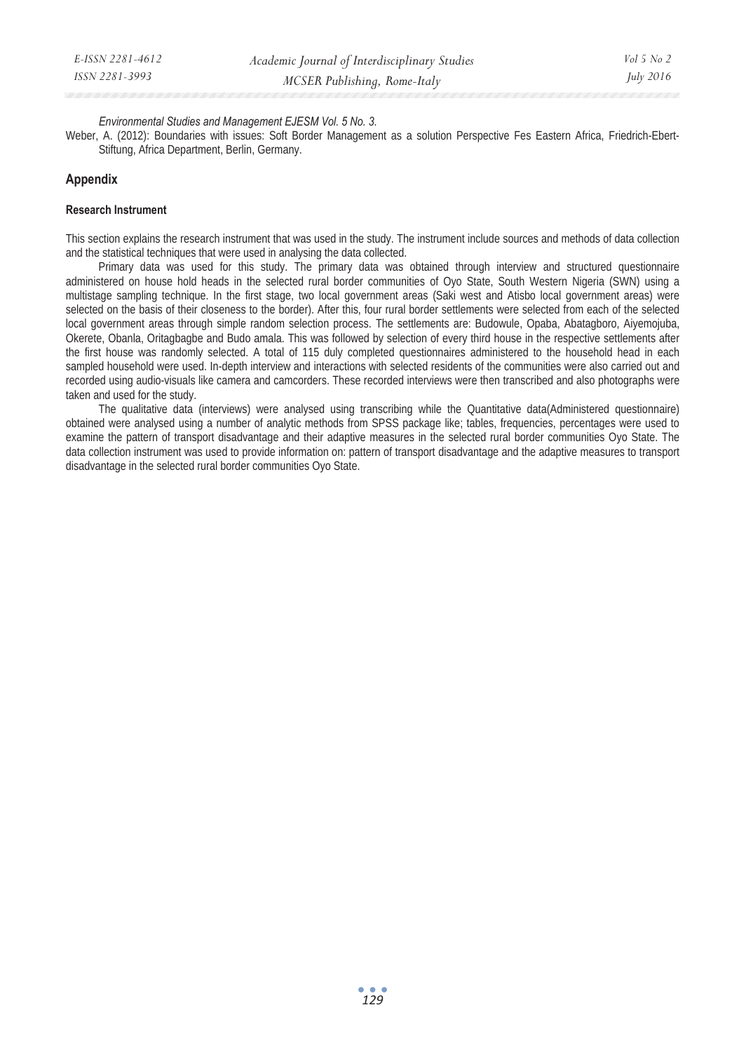*Environmental Studies and Management EJESM Vol. 5 No. 3.*

Weber, A. (2012): Boundaries with issues: Soft Border Management as a solution Perspective Fes Eastern Africa, Friedrich-Ebert-Stiftung, Africa Department, Berlin, Germany.

## Appendix

### Research Instrument

This section explains the research instrument that was used in the study. The instrument include sources and methods of data collection and the statistical techniques that were used in analysing the data collected.

Primary data was used for this study. The primary data was obtained through interview and structured questionnaire administered on house hold heads in the selected rural border communities of Oyo State, South Western Nigeria (SWN) using a multistage sampling technique. In the first stage, two local government areas (Saki west and Atisbo local government areas) were selected on the basis of their closeness to the border). After this, four rural border settlements were selected from each of the selected local government areas through simple random selection process. The settlements are: Budowule, Opaba, Abatagboro, Aiyemojuba, Okerete, Obanla, Oritagbagbe and Budo amala. This was followed by selection of every third house in the respective settlements after the first house was randomly selected. A total of 115 duly completed questionnaires administered to the household head in each sampled household were used. In-depth interview and interactions with selected residents of the communities were also carried out and recorded using audio-visuals like camera and camcorders. These recorded interviews were then transcribed and also photographs were taken and used for the study.

The qualitative data (interviews) were analysed using transcribing while the Quantitative data(Administered questionnaire) obtained were analysed using a number of analytic methods from SPSS package like; tables, frequencies, percentages were used to examine the pattern of transport disadvantage and their adaptive measures in the selected rural border communities Oyo State. The data collection instrument was used to provide information on: pattern of transport disadvantage and the adaptive measures to transport disadvantage in the selected rural border communities Oyo State.